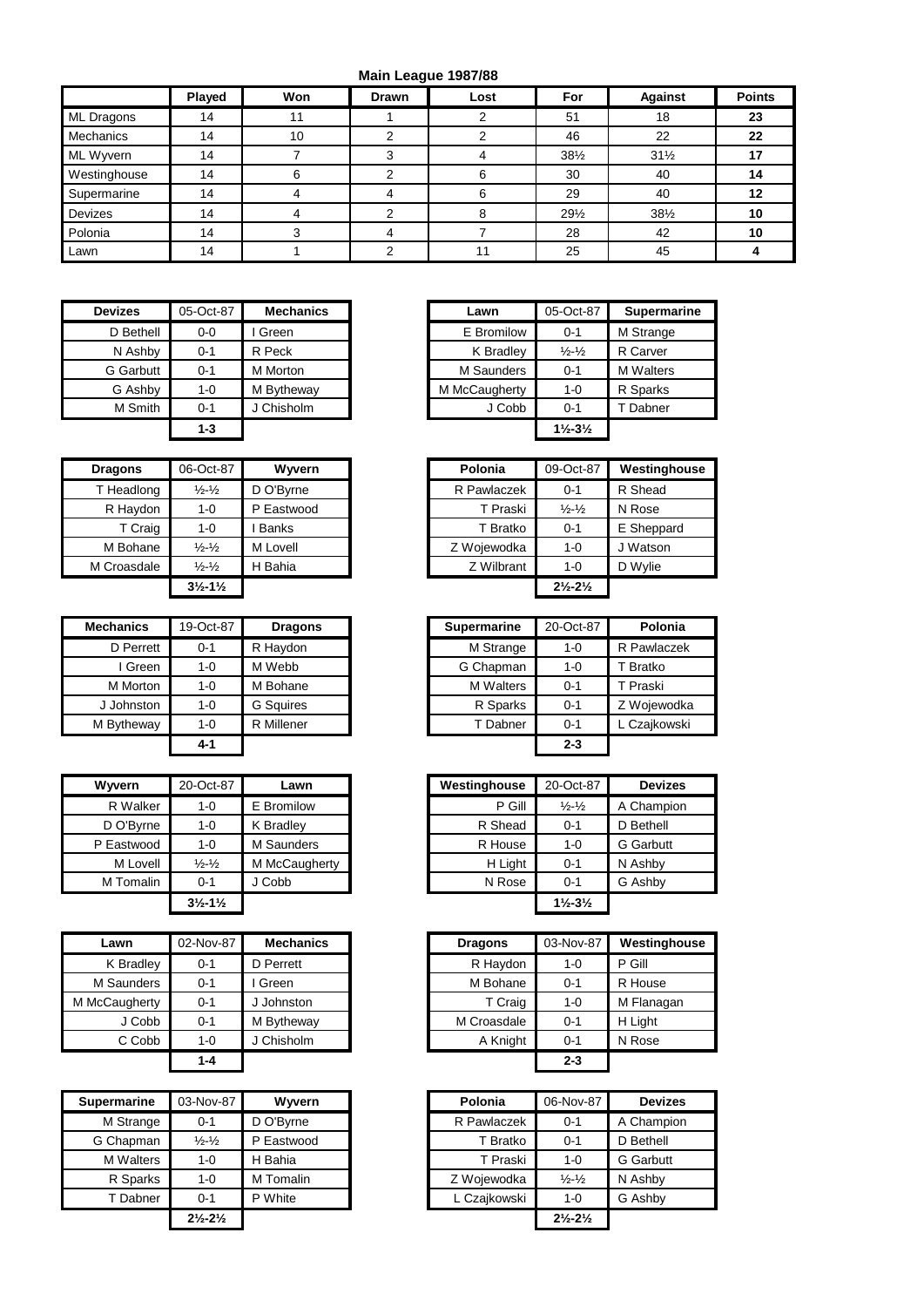**Main League 1987/88**

| | Played | Won | Drawn | Lost | For | Against | Points |
|---|---|---|---|---|---|---|---|
| ML Dragons | 14 | 11 | 1 | 2 | 51 | 18 | **23** |
| Mechanics | 14 | 10 | 2 | 2 | 46 | 22 | **22** |
| ML Wyvern | 14 | 7 | 3 | 4 | 38½ | 31½ | **17** |
| Westinghouse | 14 | 6 | 2 | 6 | 30 | 40 | **14** |
| Supermarine | 14 | 4 | 4 | 6 | 29 | 40 | **12** |
| Devizes | 14 | 4 | 2 | 8 | 29½ | 38½ | **10** |
| Polonia | 14 | 3 | 4 | 7 | 28 | 42 | **10** |
| Lawn | 14 | 1 | 2 | 11 | 25 | 45 | **4** |

| Devizes | 05-Oct-87 | Mechanics |
|---|---|---|
| D Bethell | 0-0 | I Green |
| N Ashby | 0-1 | R Peck |
| G Garbutt | 0-1 | M Morton |
| G Ashby | 1-0 | M Bytheway |
| M Smith | 0-1 | J Chisholm |
| | **1-3** | |

| Lawn | 05-Oct-87 | Supermarine |
|---|---|---|
| E Bromilow | 0-1 | M Strange |
| K Bradley | ½-½ | R Carver |
| M Saunders | 0-1 | M Walters |
| M McCaugherty | 1-0 | R Sparks |
| J Cobb | 0-1 | T Dabner |
| | **1½-3½** | |

| Dragons | 06-Oct-87 | Wyvern |
|---|---|---|
| T Headlong | ½-½ | D O'Byrne |
| R Haydon | 1-0 | P Eastwood |
| T Craig | 1-0 | I Banks |
| M Bohane | ½-½ | M Lovell |
| M Croasdale | ½-½ | H Bahia |
| | **3½-1½** | |

| Polonia | 09-Oct-87 | Westinghouse |
|---|---|---|
| R Pawlaczek | 0-1 | R Shead |
| T Praski | ½-½ | N Rose |
| T Bratko | 0-1 | E Sheppard |
| Z Wojewodka | 1-0 | J Watson |
| Z Wilbrant | 1-0 | D Wylie |
| | **2½-2½** | |

| Mechanics | 19-Oct-87 | Dragons |
|---|---|---|
| D Perrett | 0-1 | R Haydon |
| I Green | 1-0 | M Webb |
| M Morton | 1-0 | M Bohane |
| J Johnston | 1-0 | G Squires |
| M Bytheway | 1-0 | R Millener |
| | **4-1** | |

| Supermarine | 20-Oct-87 | Polonia |
|---|---|---|
| M Strange | 1-0 | R Pawlaczek |
| G Chapman | 1-0 | T Bratko |
| M Walters | 0-1 | T Praski |
| R Sparks | 0-1 | Z Wojewodka |
| T Dabner | 0-1 | L Czajkowski |
| | **2-3** | |

| Wyvern | 20-Oct-87 | Lawn |
|---|---|---|
| R Walker | 1-0 | E Bromilow |
| D O'Byrne | 1-0 | K Bradley |
| P Eastwood | 1-0 | M Saunders |
| M Lovell | ½-½ | M McCaugherty |
| M Tomalin | 0-1 | J Cobb |
| | **3½-1½** | |

| Westinghouse | 20-Oct-87 | Devizes |
|---|---|---|
| P Gill | ½-½ | A Champion |
| R Shead | 0-1 | D Bethell |
| R House | 1-0 | G Garbutt |
| H Light | 0-1 | N Ashby |
| N Rose | 0-1 | G Ashby |
| | **1½-3½** | |

| Lawn | 02-Nov-87 | Mechanics |
|---|---|---|
| K Bradley | 0-1 | D Perrett |
| M Saunders | 0-1 | I Green |
| M McCaugherty | 0-1 | J Johnston |
| J Cobb | 0-1 | M Bytheway |
| C Cobb | 1-0 | J Chisholm |
| | **1-4** | |

| Dragons | 03-Nov-87 | Westinghouse |
|---|---|---|
| R Haydon | 1-0 | P Gill |
| M Bohane | 0-1 | R House |
| T Craig | 1-0 | M Flanagan |
| M Croasdale | 0-1 | H Light |
| A Knight | 0-1 | N Rose |
| | **2-3** | |

| Supermarine | 03-Nov-87 | Wyvern |
|---|---|---|
| M Strange | 0-1 | D O'Byrne |
| G Chapman | ½-½ | P Eastwood |
| M Walters | 1-0 | H Bahia |
| R Sparks | 1-0 | M Tomalin |
| T Dabner | 0-1 | P White |
| | **2½-2½** | |

| Polonia | 06-Nov-87 | Devizes |
|---|---|---|
| R Pawlaczek | 0-1 | A Champion |
| T Bratko | 0-1 | D Bethell |
| T Praski | 1-0 | G Garbutt |
| Z Wojewodka | ½-½ | N Ashby |
| L Czajkowski | 1-0 | G Ashby |
| | **2½-2½** | |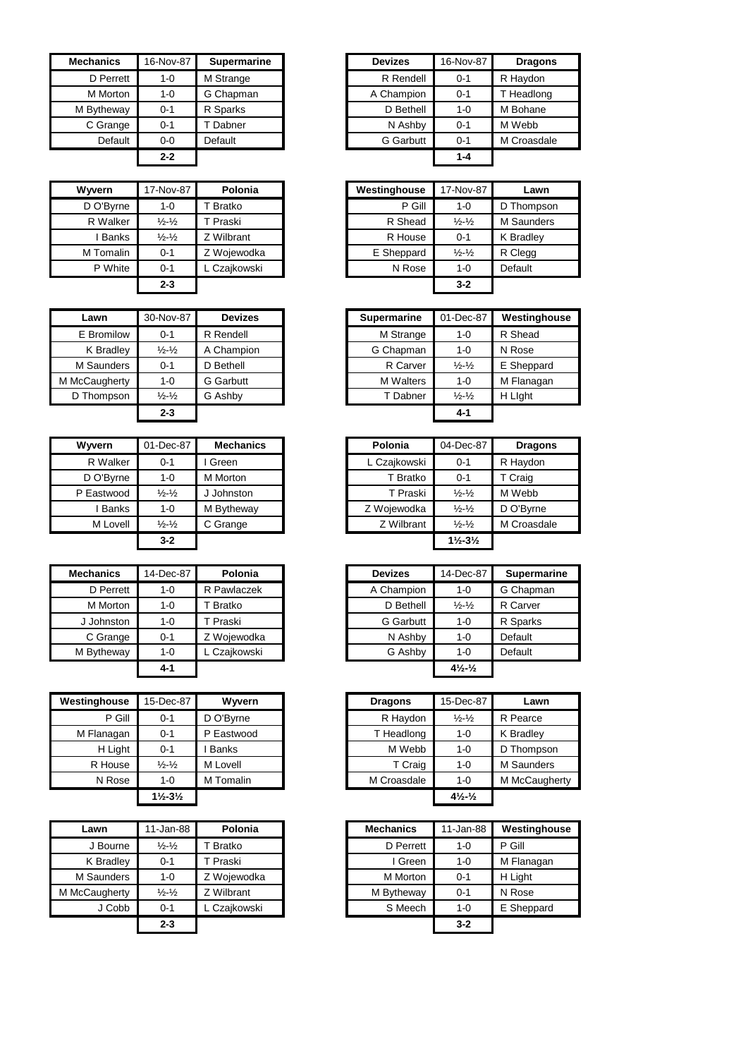| Mechanics | 16-Nov-87 | Supermarine |
|---|---|---|
| D Perrett | 1-0 | M Strange |
| M Morton | 1-0 | G Chapman |
| M Bytheway | 0-1 | R Sparks |
| C Grange | 0-1 | T Dabner |
| Default | 0-0 | Default |
| | **2-2** | |

| Devizes | 16-Nov-87 | Dragons |
|---|---|---|
| R Rendell | 0-1 | R Haydon |
| A Champion | 0-1 | T Headlong |
| D Bethell | 1-0 | M Bohane |
| N Ashby | 0-1 | M Webb |
| G Garbutt | 0-1 | M Croasdale |
| | **1-4** | |

| Wyvern | 17-Nov-87 | Polonia |
|---|---|---|
| D O'Byrne | 1-0 | T Bratko |
| R Walker | ½-½ | T Praski |
| I Banks | ½-½ | Z Wilbrant |
| M Tomalin | 0-1 | Z Wojewodka |
| P White | 0-1 | L Czajkowski |
| | **2-3** | |

| Westinghouse | 17-Nov-87 | Lawn |
|---|---|---|
| P Gill | 1-0 | D Thompson |
| R Shead | ½-½ | M Saunders |
| R House | 0-1 | K Bradley |
| E Sheppard | ½-½ | R Clegg |
| N Rose | 1-0 | Default |
| | **3-2** | |

| Lawn | 30-Nov-87 | Devizes |
|---|---|---|
| E Bromilow | 0-1 | R Rendell |
| K Bradley | ½-½ | A Champion |
| M Saunders | 0-1 | D Bethell |
| M McCaugherty | 1-0 | G Garbutt |
| D Thompson | ½-½ | G Ashby |
| | **2-3** | |

| Supermarine | 01-Dec-87 | Westinghouse |
|---|---|---|
| M Strange | 1-0 | R Shead |
| G Chapman | 1-0 | N Rose |
| R Carver | ½-½ | E Sheppard |
| M Walters | 1-0 | M Flanagan |
| T Dabner | ½-½ | H LIght |
| | **4-1** | |

| Wyvern | 01-Dec-87 | Mechanics |
|---|---|---|
| R Walker | 0-1 | I Green |
| D O'Byrne | 1-0 | M Morton |
| P Eastwood | ½-½ | J Johnston |
| I Banks | 1-0 | M Bytheway |
| M Lovell | ½-½ | C Grange |
| | **3-2** | |

| Polonia | 04-Dec-87 | Dragons |
|---|---|---|
| L Czajkowski | 0-1 | R Haydon |
| T Bratko | 0-1 | T Craig |
| T Praski | ½-½ | M Webb |
| Z Wojewodka | ½-½ | D O'Byrne |
| Z Wilbrant | ½-½ | M Croasdale |
| | **1½-3½** | |

| Mechanics | 14-Dec-87 | Polonia |
|---|---|---|
| D Perrett | 1-0 | R Pawlaczek |
| M Morton | 1-0 | T Bratko |
| J Johnston | 1-0 | T Praski |
| C Grange | 0-1 | Z Wojewodka |
| M Bytheway | 1-0 | L Czajkowski |
| | **4-1** | |

| Devizes | 14-Dec-87 | Supermarine |
|---|---|---|
| A Champion | 1-0 | G Chapman |
| D Bethell | ½-½ | R Carver |
| G Garbutt | 1-0 | R Sparks |
| N Ashby | 1-0 | Default |
| G Ashby | 1-0 | Default |
| | **4½-½** | |

| Westinghouse | 15-Dec-87 | Wyvern |
|---|---|---|
| P Gill | 0-1 | D O'Byrne |
| M Flanagan | 0-1 | P Eastwood |
| H Light | 0-1 | I Banks |
| R House | ½-½ | M Lovell |
| N Rose | 1-0 | M Tomalin |
| | **1½-3½** | |

| Dragons | 15-Dec-87 | Lawn |
|---|---|---|
| R Haydon | ½-½ | R Pearce |
| T Headlong | 1-0 | K Bradley |
| M Webb | 1-0 | D Thompson |
| T Craig | 1-0 | M Saunders |
| M Croasdale | 1-0 | M McCaugherty |
| | **4½-½** | |

| Lawn | 11-Jan-88 | Polonia |
|---|---|---|
| J Bourne | ½-½ | T Bratko |
| K Bradley | 0-1 | T Praski |
| M Saunders | 1-0 | Z Wojewodka |
| M McCaugherty | ½-½ | Z Wilbrant |
| J Cobb | 0-1 | L Czajkowski |
| | **2-3** | |

| Mechanics | 11-Jan-88 | Westinghouse |
|---|---|---|
| D Perrett | 1-0 | P Gill |
| I Green | 1-0 | M Flanagan |
| M Morton | 0-1 | H Light |
| M Bytheway | 0-1 | N Rose |
| S Meech | 1-0 | E Sheppard |
| | **3-2** | |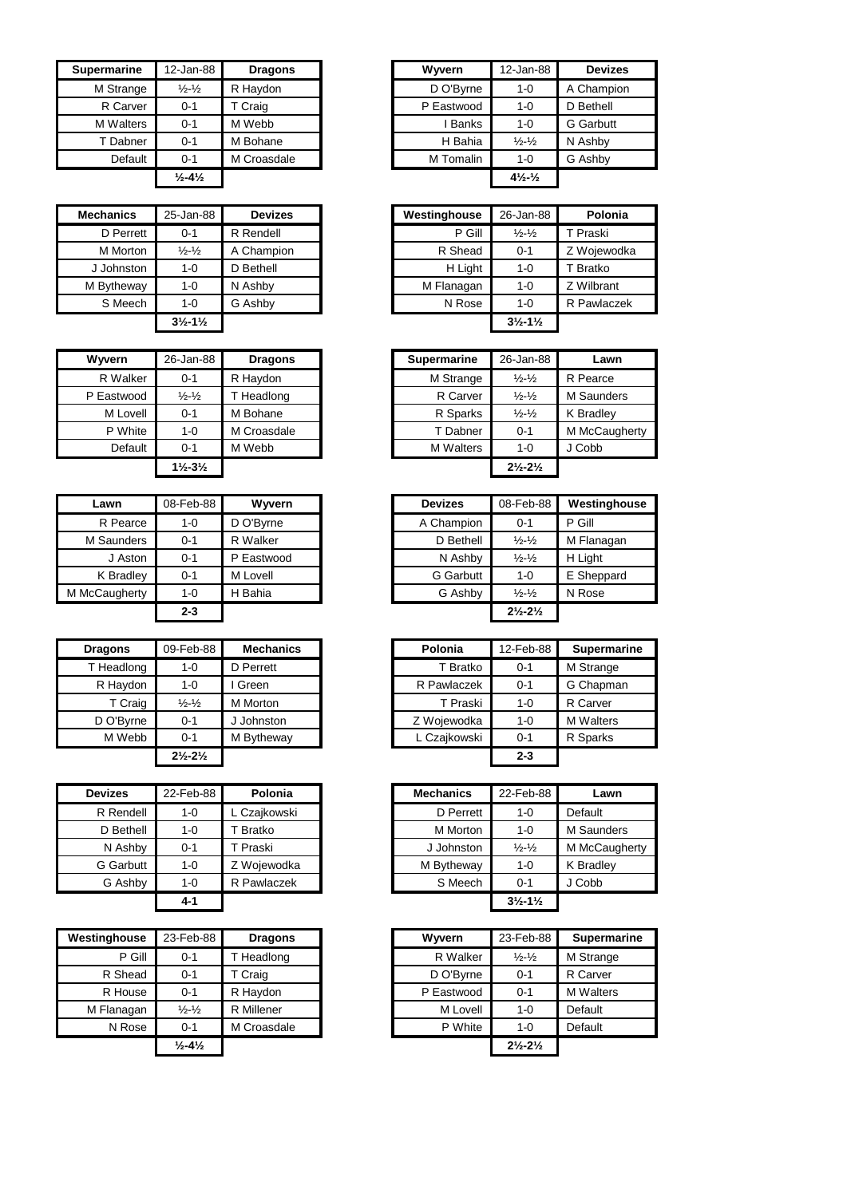| Supermarine | 12-Jan-88 | Dragons |
|---|---|---|
| M Strange | ½-½ | R Haydon |
| R Carver | 0-1 | T Craig |
| M Walters | 0-1 | M Webb |
| T Dabner | 0-1 | M Bohane |
| Default | 0-1 | M Croasdale |
| | ½-4½ | |

| Wyvern | 12-Jan-88 | Devizes |
|---|---|---|
| D O'Byrne | 1-0 | A Champion |
| P Eastwood | 1-0 | D Bethell |
| I Banks | 1-0 | G Garbutt |
| H Bahia | ½-½ | N Ashby |
| M Tomalin | 1-0 | G Ashby |
| | 4½-½ | |

| Mechanics | 25-Jan-88 | Devizes |
|---|---|---|
| D Perrett | 0-1 | R Rendell |
| M Morton | ½-½ | A Champion |
| J Johnston | 1-0 | D Bethell |
| M Bytheway | 1-0 | N Ashby |
| S Meech | 1-0 | G Ashby |
| | 3½-1½ | |

| Westinghouse | 26-Jan-88 | Polonia |
|---|---|---|
| P Gill | ½-½ | T Praski |
| R Shead | 0-1 | Z Wojewodka |
| H Light | 1-0 | T Bratko |
| M Flanagan | 1-0 | Z Wilbrant |
| N Rose | 1-0 | R Pawlaczek |
| | 3½-1½ | |

| Wyvern | 26-Jan-88 | Dragons |
|---|---|---|
| R Walker | 0-1 | R Haydon |
| P Eastwood | ½-½ | T Headlong |
| M Lovell | 0-1 | M Bohane |
| P White | 1-0 | M Croasdale |
| Default | 0-1 | M Webb |
| | 1½-3½ | |

| Supermarine | 26-Jan-88 | Lawn |
|---|---|---|
| M Strange | ½-½ | R Pearce |
| R Carver | ½-½ | M Saunders |
| R Sparks | ½-½ | K Bradley |
| T Dabner | 0-1 | M McCaugherty |
| M Walters | 1-0 | J Cobb |
| | 2½-2½ | |

| Lawn | 08-Feb-88 | Wyvern |
|---|---|---|
| R Pearce | 1-0 | D O'Byrne |
| M Saunders | 0-1 | R Walker |
| J Aston | 0-1 | P Eastwood |
| K Bradley | 0-1 | M Lovell |
| M McCaugherty | 1-0 | H Bahia |
| | 2-3 | |

| Devizes | 08-Feb-88 | Westinghouse |
|---|---|---|
| A Champion | 0-1 | P Gill |
| D Bethell | ½-½ | M Flanagan |
| N Ashby | ½-½ | H Light |
| G Garbutt | 1-0 | E Sheppard |
| G Ashby | ½-½ | N Rose |
| | 2½-2½ | |

| Dragons | 09-Feb-88 | Mechanics |
|---|---|---|
| T Headlong | 1-0 | D Perrett |
| R Haydon | 1-0 | I Green |
| T Craig | ½-½ | M Morton |
| D O'Byrne | 0-1 | J Johnston |
| M Webb | 0-1 | M Bytheway |
| | 2½-2½ | |

| Polonia | 12-Feb-88 | Supermarine |
|---|---|---|
| T Bratko | 0-1 | M Strange |
| R Pawlaczek | 0-1 | G Chapman |
| T Praski | 1-0 | R Carver |
| Z Wojewodka | 1-0 | M Walters |
| L Czajkowski | 0-1 | R Sparks |
| | 2-3 | |

| Devizes | 22-Feb-88 | Polonia |
|---|---|---|
| R Rendell | 1-0 | L Czajkowski |
| D Bethell | 1-0 | T Bratko |
| N Ashby | 0-1 | T Praski |
| G Garbutt | 1-0 | Z Wojewodka |
| G Ashby | 1-0 | R Pawlaczek |
| | 4-1 | |

| Mechanics | 22-Feb-88 | Lawn |
|---|---|---|
| D Perrett | 1-0 | Default |
| M Morton | 1-0 | M Saunders |
| J Johnston | ½-½ | M McCaugherty |
| M Bytheway | 1-0 | K Bradley |
| S Meech | 0-1 | J Cobb |
| | 3½-1½ | |

| Westinghouse | 23-Feb-88 | Dragons |
|---|---|---|
| P Gill | 0-1 | T Headlong |
| R Shead | 0-1 | T Craig |
| R House | 0-1 | R Haydon |
| M Flanagan | ½-½ | R Millener |
| N Rose | 0-1 | M Croasdale |
| | ½-4½ | |

| Wyvern | 23-Feb-88 | Supermarine |
|---|---|---|
| R Walker | ½-½ | M Strange |
| D O'Byrne | 0-1 | R Carver |
| P Eastwood | 0-1 | M Walters |
| M Lovell | 1-0 | Default |
| P White | 1-0 | Default |
| | 2½-2½ | |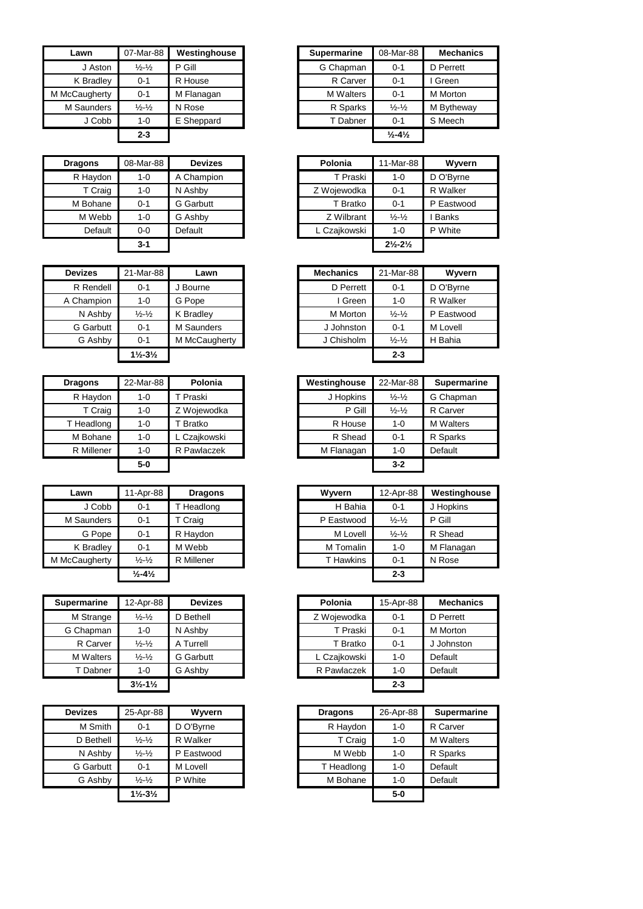| Lawn | 07-Mar-88 | Westinghouse |
|---|---|---|
| J Aston | ½-½ | P Gill |
| K Bradley | 0-1 | R House |
| M McCaugherty | 0-1 | M Flanagan |
| M Saunders | ½-½ | N Rose |
| J Cobb | 1-0 | E Sheppard |
| | **2-3** | |

| Supermarine | 08-Mar-88 | Mechanics |
|---|---|---|
| G Chapman | 0-1 | D Perrett |
| R Carver | 0-1 | I Green |
| M Walters | 0-1 | M Morton |
| R Sparks | ½-½ | M Bytheway |
| T Dabner | 0-1 | S Meech |
| | **½-4½** | |

| Dragons | 08-Mar-88 | Devizes |
|---|---|---|
| R Haydon | 1-0 | A Champion |
| T Craig | 1-0 | N Ashby |
| M Bohane | 0-1 | G Garbutt |
| M Webb | 1-0 | G Ashby |
| Default | 0-0 | Default |
| | **3-1** | |

| Polonia | 11-Mar-88 | Wyvern |
|---|---|---|
| T Praski | 1-0 | D O'Byrne |
| Z Wojewodka | 0-1 | R Walker |
| T Bratko | 0-1 | P Eastwood |
| Z Wilbrant | ½-½ | I Banks |
| L Czajkowski | 1-0 | P White |
| | **2½-2½** | |

| Devizes | 21-Mar-88 | Lawn |
|---|---|---|
| R Rendell | 0-1 | J Bourne |
| A Champion | 1-0 | G Pope |
| N Ashby | ½-½ | K Bradley |
| G Garbutt | 0-1 | M Saunders |
| G Ashby | 0-1 | M McCaugherty |
| | **1½-3½** | |

| Mechanics | 21-Mar-88 | Wyvern |
|---|---|---|
| D Perrett | 0-1 | D O'Byrne |
| I Green | 1-0 | R Walker |
| M Morton | ½-½ | P Eastwood |
| J Johnston | 0-1 | M Lovell |
| J Chisholm | ½-½ | H Bahia |
| | **2-3** | |

| Dragons | 22-Mar-88 | Polonia |
|---|---|---|
| R Haydon | 1-0 | T Praski |
| T Craig | 1-0 | Z Wojewodka |
| T Headlong | 1-0 | T Bratko |
| M Bohane | 1-0 | L Czajkowski |
| R Millener | 1-0 | R Pawlaczek |
| | **5-0** | |

| Westinghouse | 22-Mar-88 | Supermarine |
|---|---|---|
| J Hopkins | ½-½ | G Chapman |
| P Gill | ½-½ | R Carver |
| R House | 1-0 | M Walters |
| R Shead | 0-1 | R Sparks |
| M Flanagan | 1-0 | Default |
| | **3-2** | |

| Lawn | 11-Apr-88 | Dragons |
|---|---|---|
| J Cobb | 0-1 | T Headlong |
| M Saunders | 0-1 | T Craig |
| G Pope | 0-1 | R Haydon |
| K Bradley | 0-1 | M Webb |
| M McCaugherty | ½-½ | R Millener |
| | **½-4½** | |

| Wyvern | 12-Apr-88 | Westinghouse |
|---|---|---|
| H Bahia | 0-1 | J Hopkins |
| P Eastwood | ½-½ | P Gill |
| M Lovell | ½-½ | R Shead |
| M Tomalin | 1-0 | M Flanagan |
| T Hawkins | 0-1 | N Rose |
| | **2-3** | |

| Supermarine | 12-Apr-88 | Devizes |
|---|---|---|
| M Strange | ½-½ | D Bethell |
| G Chapman | 1-0 | N Ashby |
| R Carver | ½-½ | A Turrell |
| M Walters | ½-½ | G Garbutt |
| T Dabner | 1-0 | G Ashby |
| | **3½-1½** | |

| Polonia | 15-Apr-88 | Mechanics |
|---|---|---|
| Z Wojewodka | 0-1 | D Perrett |
| T Praski | 0-1 | M Morton |
| T Bratko | 0-1 | J Johnston |
| L Czajkowski | 1-0 | Default |
| R Pawlaczek | 1-0 | Default |
| | **2-3** | |

| Devizes | 25-Apr-88 | Wyvern |
|---|---|---|
| M Smith | 0-1 | D O'Byrne |
| D Bethell | ½-½ | R Walker |
| N Ashby | ½-½ | P Eastwood |
| G Garbutt | 0-1 | M Lovell |
| G Ashby | ½-½ | P White |
| | **1½-3½** | |

| Dragons | 26-Apr-88 | Supermarine |
|---|---|---|
| R Haydon | 1-0 | R Carver |
| T Craig | 1-0 | M Walters |
| M Webb | 1-0 | R Sparks |
| T Headlong | 1-0 | Default |
| M Bohane | 1-0 | Default |
| | **5-0** | |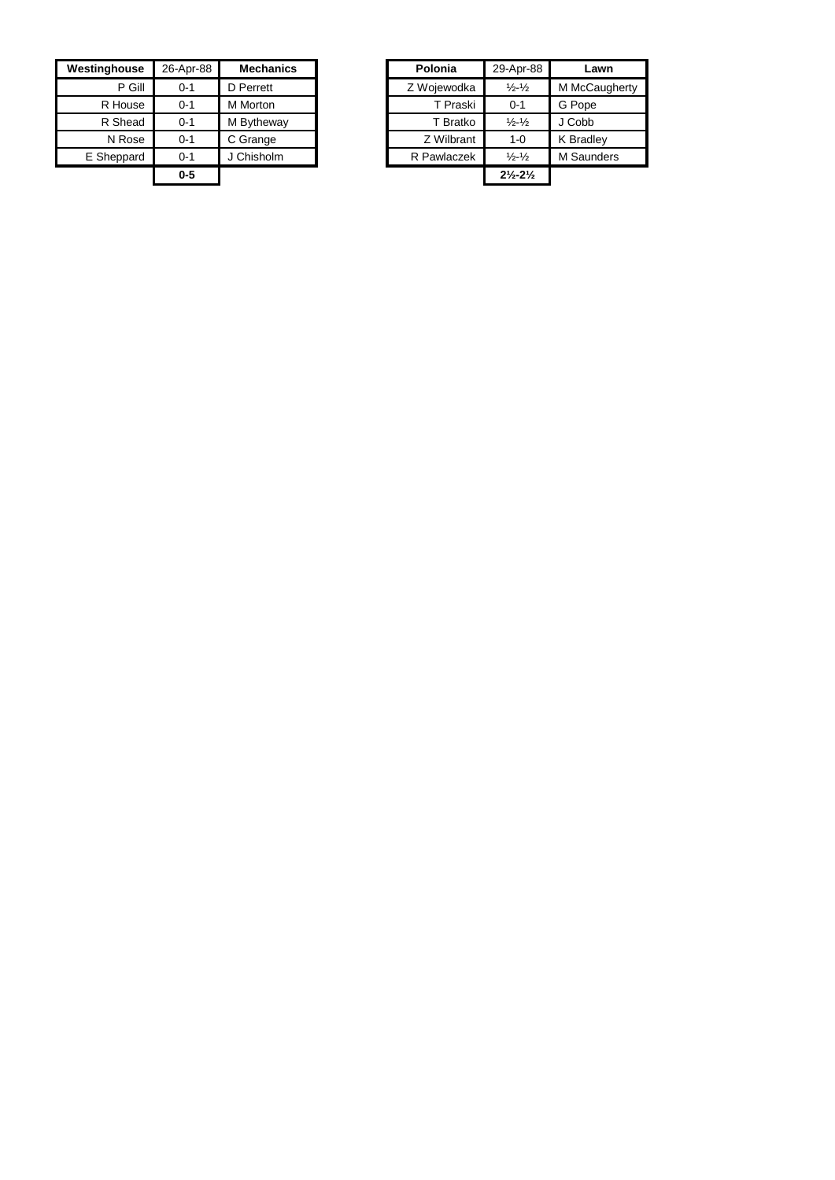| Westinghouse | 26-Apr-88 | Mechanics |
| --- | --- | --- |
| P Gill | 0-1 | D Perrett |
| R House | 0-1 | M Morton |
| R Shead | 0-1 | M Bytheway |
| N Rose | 0-1 | C Grange |
| E Sheppard | 0-1 | J Chisholm |
| | **0-5** | |

| Polonia | 29-Apr-88 | Lawn |
| --- | --- | --- |
| Z Wojewodka | ½-½ | M McCaugherty |
| T Praski | 0-1 | G Pope |
| T Bratko | ½-½ | J Cobb |
| Z Wilbrant | 1-0 | K Bradley |
| R Pawlaczek | ½-½ | M Saunders |
| | **2½-2½** | |